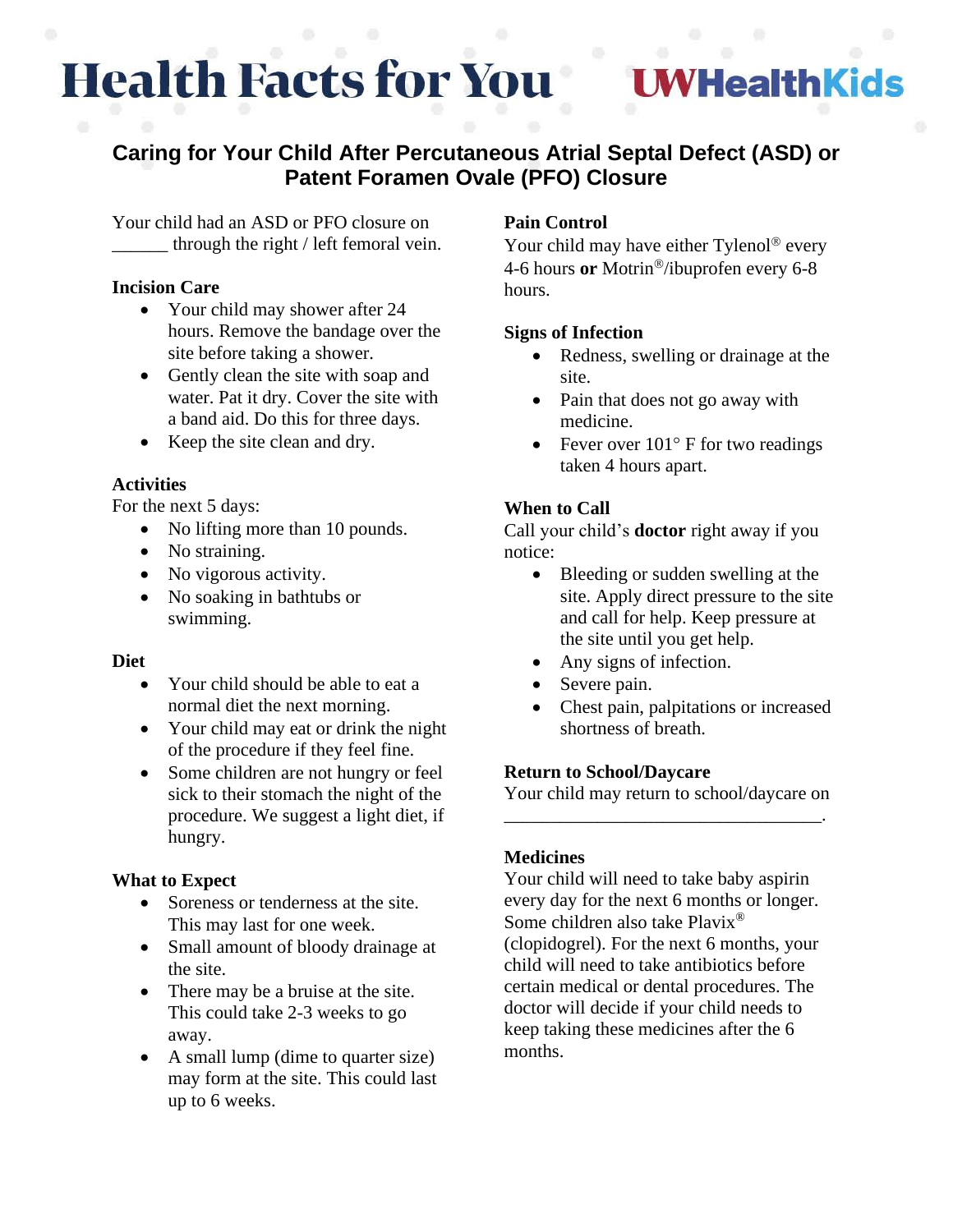# Health Facts for You

UWHealthKids

## Caring for Your Child After Percutaneous Atrial Septal Defect (ASD) or Patent Foramen Ovale (PFO) Closure

Your child had an ASD or PFO closure on ______ through the right / left femoral vein.

### Incision Care

- Your child may shower after 24 hours. Remove the bandage over the site before taking a shower.
- Gently clean the site with soap and water. Pat it dry. Cover the site with a band aid. Do this for three days.
- Keep the site clean and dry.

### Activities

For the next 5 days:

- No lifting more than 10 pounds.
- No straining.
- No vigorous activity.
- No soaking in bathtubs or swimming.

### Diet

- Your child should be able to eat a normal diet the next morning.
- Your child may eat or drink the night of the procedure if they feel fine.
- Some children are not hungry or feel sick to their stomach the night of the procedure. We suggest a light diet, if hungry.

### What to Expect

- Soreness or tenderness at the site. This may last for one week.
- Small amount of bloody drainage at the site.
- There may be a bruise at the site. This could take 2-3 weeks to go away.
- A small lump (dime to quarter size) may form at the site. This could last up to 6 weeks.

### Pain Control

Your child may have either Tylenol® every 4-6 hours **or** Motrin®/ibuprofen every 6-8 hours.

### Signs of Infection

- Redness, swelling or drainage at the site.
- Pain that does not go away with medicine.
- Fever over 101° F for two readings taken 4 hours apart.

### When to Call

Call your child's **doctor** right away if you notice:

- Bleeding or sudden swelling at the site. Apply direct pressure to the site and call for help. Keep pressure at the site until you get help.
- Any signs of infection.
- Severe pain.
- Chest pain, palpitations or increased shortness of breath.

### Return to School/Daycare

Your child may return to school/daycare on ___________________________________.

### Medicines

Your child will need to take baby aspirin every day for the next 6 months or longer. Some children also take Plavix® (clopidogrel). For the next 6 months, your child will need to take antibiotics before certain medical or dental procedures. The doctor will decide if your child needs to keep taking these medicines after the 6 months.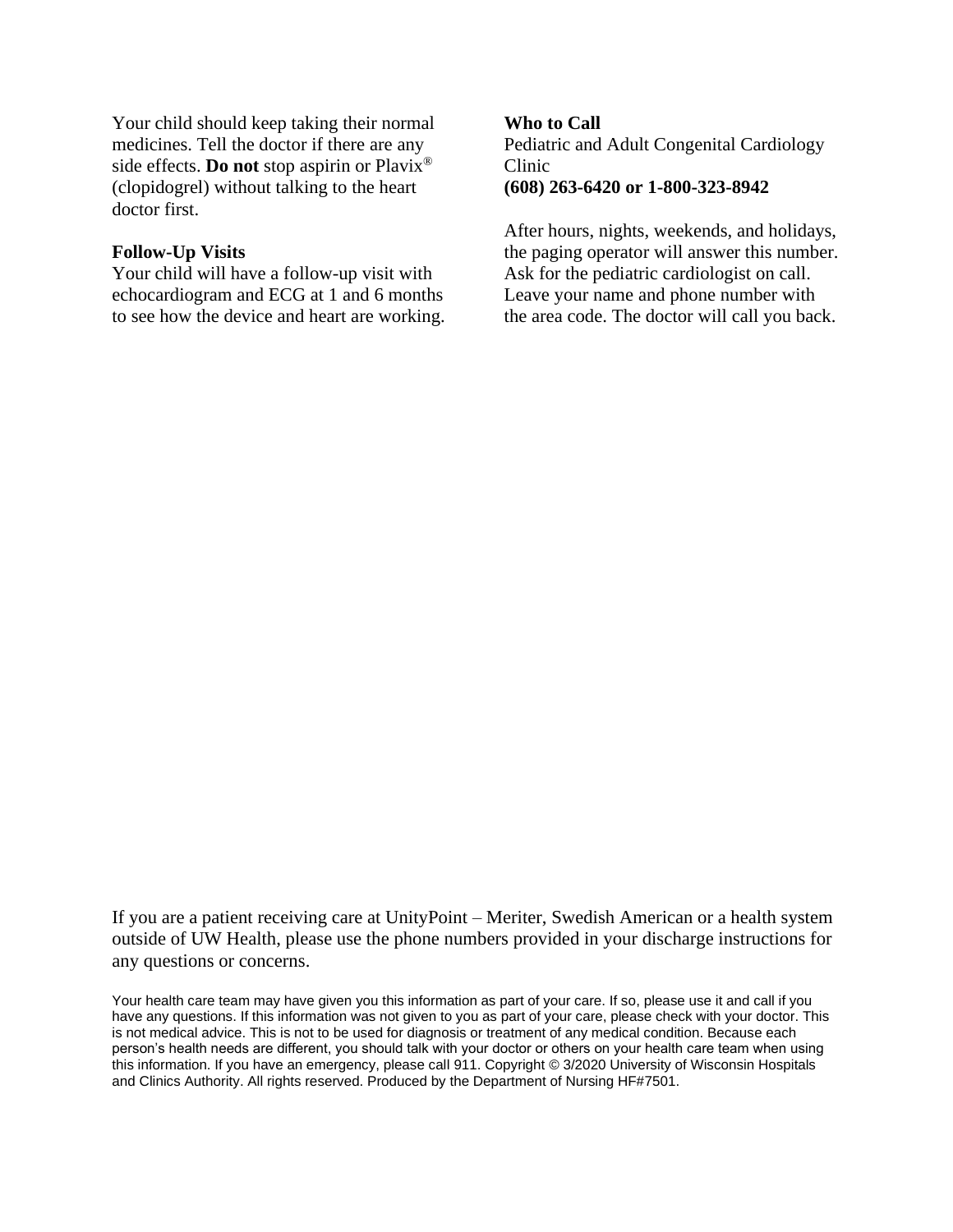Your child should keep taking their normal medicines. Tell the doctor if there are any side effects. **Do not** stop aspirin or Plavix® (clopidogrel) without talking to the heart doctor first.

**Follow-Up Visits**

Your child will have a follow-up visit with echocardiogram and ECG at 1 and 6 months to see how the device and heart are working.

**Who to Call**

Pediatric and Adult Congenital Cardiology Clinic

**(608) 263-6420 or 1-800-323-8942**

After hours, nights, weekends, and holidays, the paging operator will answer this number. Ask for the pediatric cardiologist on call. Leave your name and phone number with the area code. The doctor will call you back.

If you are a patient receiving care at UnityPoint – Meriter, Swedish American or a health system outside of UW Health, please use the phone numbers provided in your discharge instructions for any questions or concerns.

Your health care team may have given you this information as part of your care. If so, please use it and call if you have any questions. If this information was not given to you as part of your care, please check with your doctor. This is not medical advice. This is not to be used for diagnosis or treatment of any medical condition. Because each person's health needs are different, you should talk with your doctor or others on your health care team when using this information. If you have an emergency, please call 911. Copyright © 3/2020 University of Wisconsin Hospitals and Clinics Authority. All rights reserved. Produced by the Department of Nursing HF#7501.